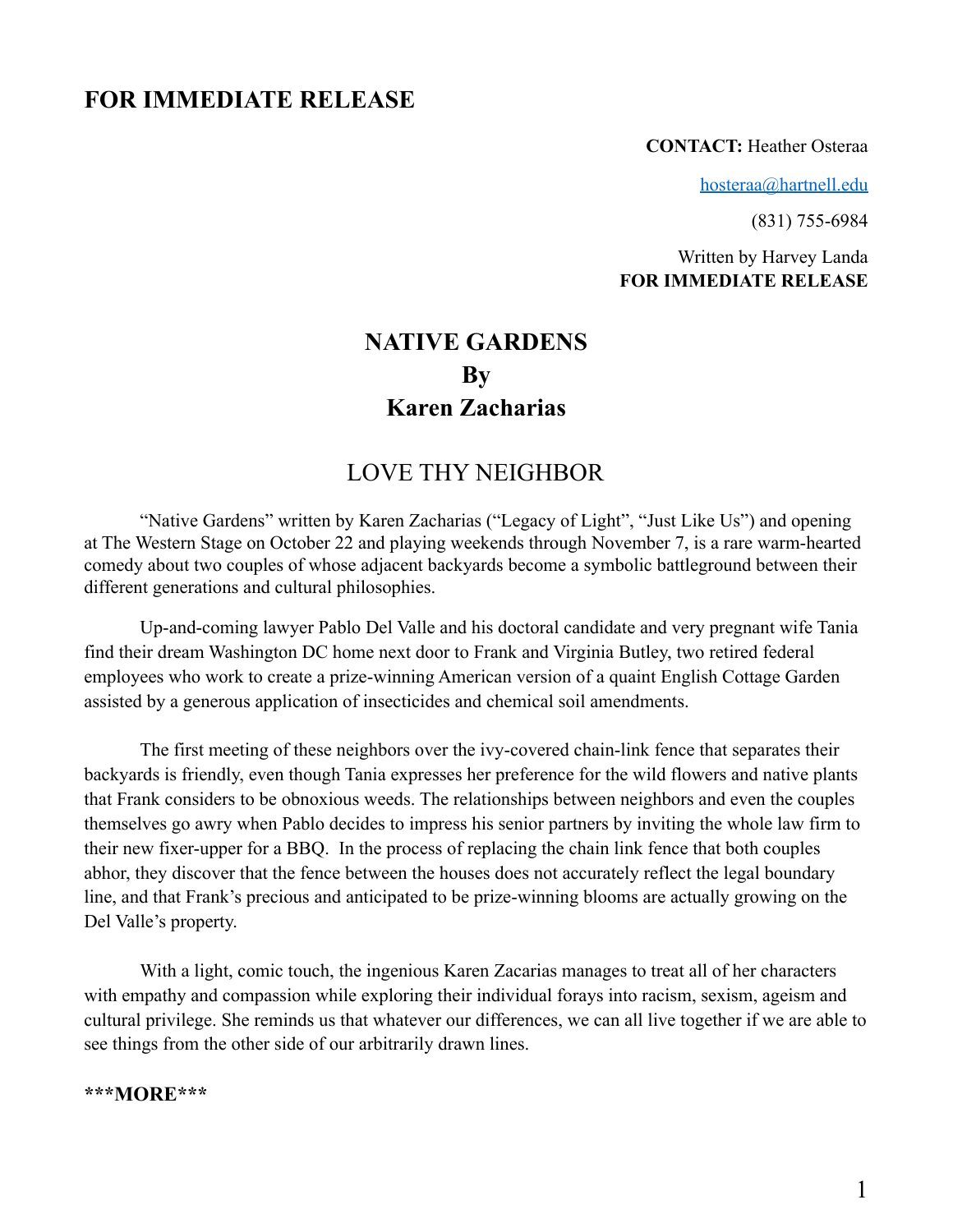## FOR IMMEDIATE RELEASE

**CONTACT:** Heather Osteraa

hosteraa@hartnell.edu

(831) 755-6984

Written by Harvey Landa
**FOR IMMEDIATE RELEASE**

# NATIVE GARDENS
# By
# Karen Zacharias

## LOVE THY NEIGHBOR

"Native Gardens" written by Karen Zacharias ("Legacy of Light", "Just Like Us") and opening at The Western Stage on October 22 and playing weekends through November 7, is a rare warm-hearted comedy about two couples of whose adjacent backyards become a symbolic battleground between their different generations and cultural philosophies.

Up-and-coming lawyer Pablo Del Valle and his doctoral candidate and very pregnant wife Tania find their dream Washington DC home next door to Frank and Virginia Butley, two retired federal employees who work to create a prize-winning American version of a quaint English Cottage Garden assisted by a generous application of insecticides and chemical soil amendments.

The first meeting of these neighbors over the ivy-covered chain-link fence that separates their backyards is friendly, even though Tania expresses her preference for the wild flowers and native plants that Frank considers to be obnoxious weeds. The relationships between neighbors and even the couples themselves go awry when Pablo decides to impress his senior partners by inviting the whole law firm to their new fixer-upper for a BBQ. In the process of replacing the chain link fence that both couples abhor, they discover that the fence between the houses does not accurately reflect the legal boundary line, and that Frank's precious and anticipated to be prize-winning blooms are actually growing on the Del Valle's property.

With a light, comic touch, the ingenious Karen Zacarias manages to treat all of her characters with empathy and compassion while exploring their individual forays into racism, sexism, ageism and cultural privilege. She reminds us that whatever our differences, we can all live together if we are able to see things from the other side of our arbitrarily drawn lines.

**\*\*\*MORE\*\*\***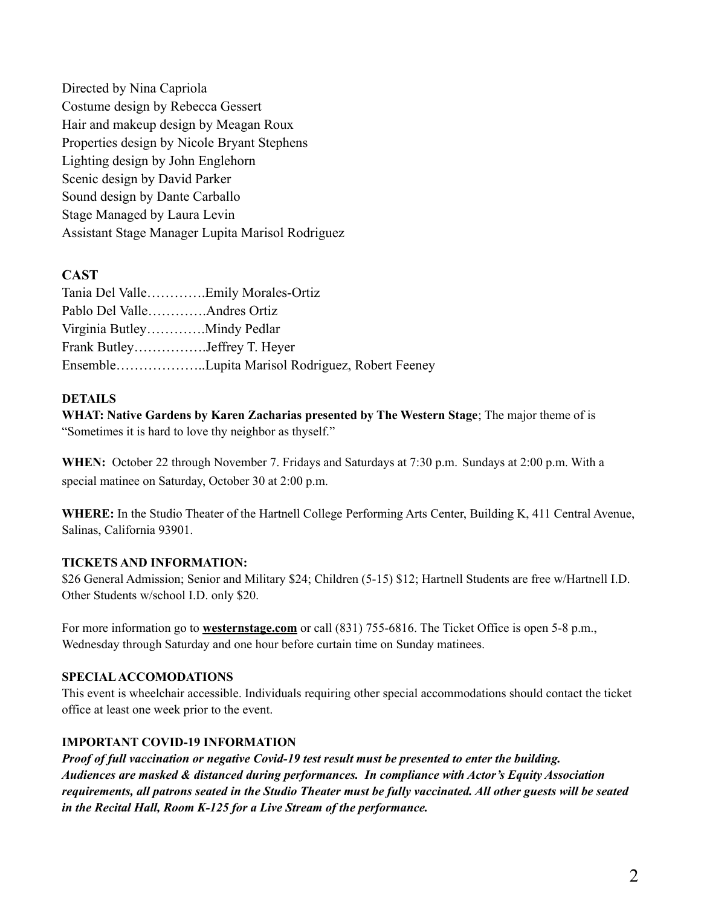Directed by Nina Capriola
Costume design by Rebecca Gessert
Hair and makeup design by Meagan Roux
Properties design by Nicole Bryant Stephens
Lighting design by John Englehorn
Scenic design by David Parker
Sound design by Dante Carballo
Stage Managed by Laura Levin
Assistant Stage Manager Lupita Marisol Rodriguez

**CAST**

Tania Del Valle………….Emily Morales-Ortiz
Pablo Del Valle………….Andres Ortiz
Virginia Butley………….Mindy Pedlar
Frank Butley…………….Jeffrey T. Heyer
Ensemble………………..Lupita Marisol Rodriguez, Robert Feeney

**DETAILS**

**WHAT: Native Gardens by Karen Zacharias presented by The Western Stage**; The major theme of is "Sometimes it is hard to love thy neighbor as thyself."

**WHEN:** October 22 through November 7. Fridays and Saturdays at 7:30 p.m. Sundays at 2:00 p.m. With a special matinee on Saturday, October 30 at 2:00 p.m.

**WHERE:** In the Studio Theater of the Hartnell College Performing Arts Center, Building K, 411 Central Avenue, Salinas, California 93901.

**TICKETS AND INFORMATION:**

$26 General Admission; Senior and Military $24; Children (5-15) $12; Hartnell Students are free w/Hartnell I.D. Other Students w/school I.D. only $20.

For more information go to **westernstage.com** or call (831) 755-6816. The Ticket Office is open 5-8 p.m., Wednesday through Saturday and one hour before curtain time on Sunday matinees.

**SPECIAL ACCOMODATIONS**

This event is wheelchair accessible. Individuals requiring other special accommodations should contact the ticket office at least one week prior to the event.

**IMPORTANT COVID-19 INFORMATION**

***Proof of full vaccination or negative Covid-19 test result must be presented to enter the building. Audiences are masked & distanced during performances. In compliance with Actor's Equity Association requirements, all patrons seated in the Studio Theater must be fully vaccinated. All other guests will be seated in the Recital Hall, Room K-125 for a Live Stream of the performance.***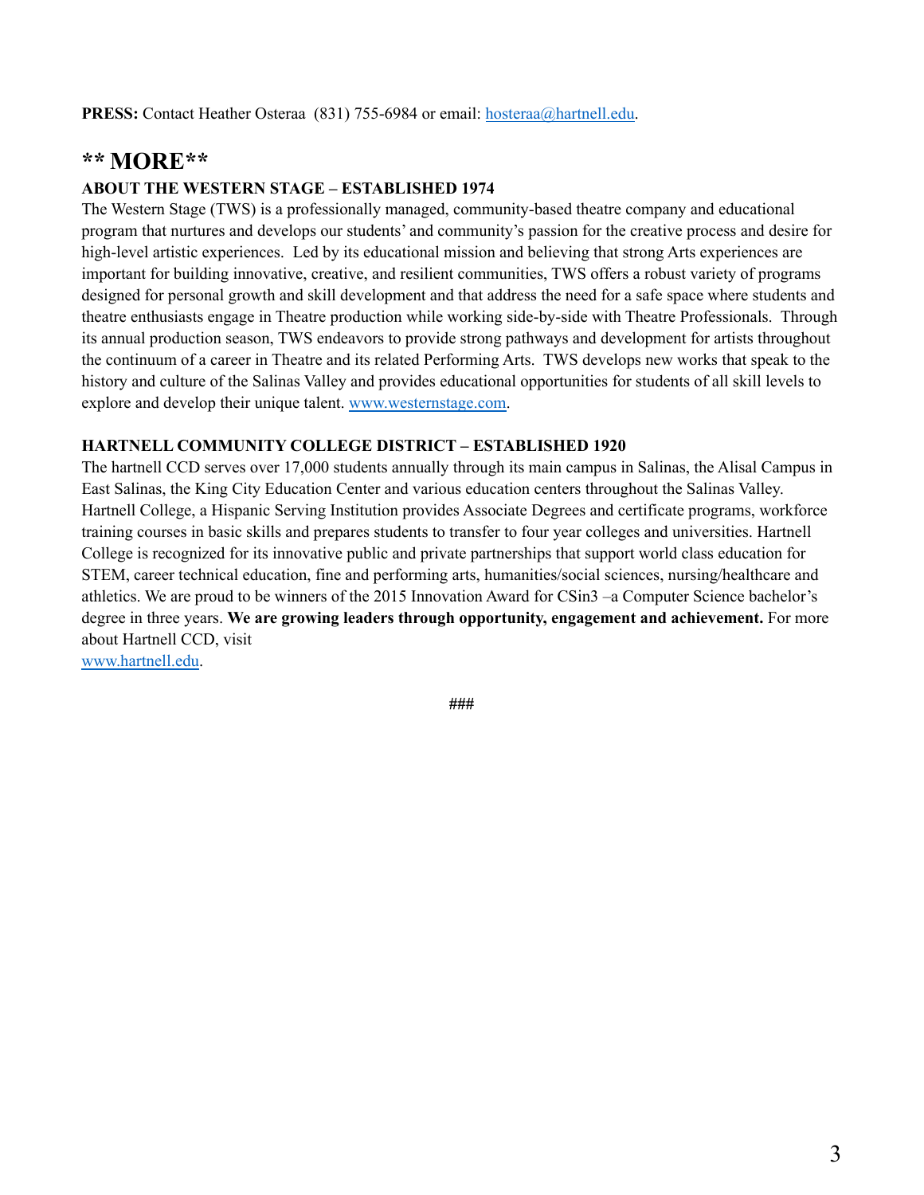**PRESS:** Contact Heather Osteraa (831) 755-6984 or email: hosteraa@hartnell.edu.

## ** MORE**

**ABOUT THE WESTERN STAGE – ESTABLISHED 1974**

The Western Stage (TWS) is a professionally managed, community-based theatre company and educational program that nurtures and develops our students' and community's passion for the creative process and desire for high-level artistic experiences. Led by its educational mission and believing that strong Arts experiences are important for building innovative, creative, and resilient communities, TWS offers a robust variety of programs designed for personal growth and skill development and that address the need for a safe space where students and theatre enthusiasts engage in Theatre production while working side-by-side with Theatre Professionals. Through its annual production season, TWS endeavors to provide strong pathways and development for artists throughout the continuum of a career in Theatre and its related Performing Arts. TWS develops new works that speak to the history and culture of the Salinas Valley and provides educational opportunities for students of all skill levels to explore and develop their unique talent. www.westernstage.com.

**HARTNELL COMMUNITY COLLEGE DISTRICT – ESTABLISHED 1920**

The hartnell CCD serves over 17,000 students annually through its main campus in Salinas, the Alisal Campus in East Salinas, the King City Education Center and various education centers throughout the Salinas Valley. Hartnell College, a Hispanic Serving Institution provides Associate Degrees and certificate programs, workforce training courses in basic skills and prepares students to transfer to four year colleges and universities. Hartnell College is recognized for its innovative public and private partnerships that support world class education for STEM, career technical education, fine and performing arts, humanities/social sciences, nursing/healthcare and athletics. We are proud to be winners of the 2015 Innovation Award for CSin3 –a Computer Science bachelor's degree in three years. **We are growing leaders through opportunity, engagement and achievement.** For more about Hartnell CCD, visit www.hartnell.edu.

###